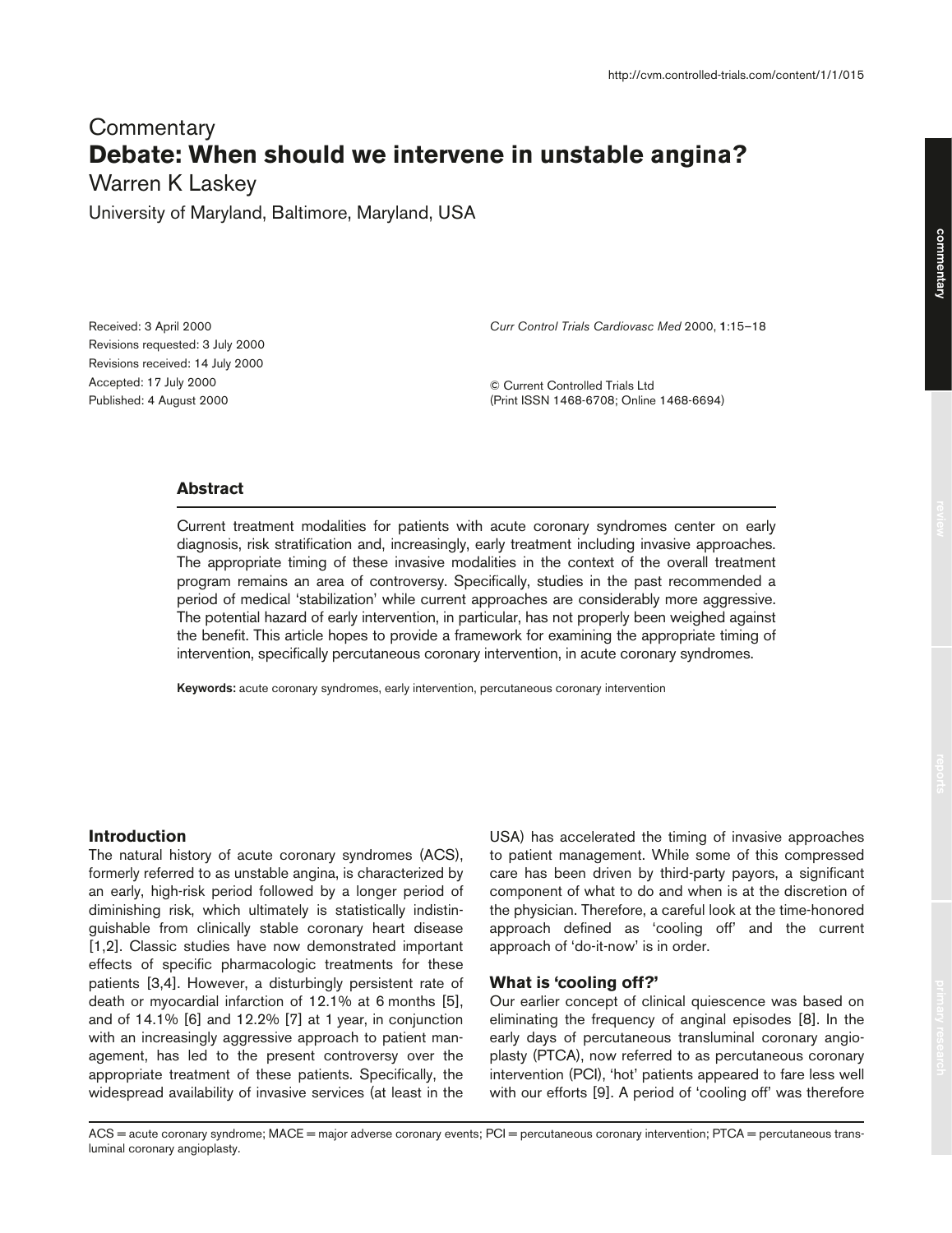Commentary

# Debate: When should we intervene in unstable angina?

Warren K Laskey

University of Maryland, Baltimore, Maryland, USA

Received: 3 April 2000
Revisions requested: 3 July 2000
Revisions received: 14 July 2000
Accepted: 17 July 2000
Published: 4 August 2000

*Curr Control Trials Cardiovasc Med* 2000, **1**:15–18

© Current Controlled Trials Ltd
(Print ISSN 1468-6708; Online 1468-6694)

## Abstract

Current treatment modalities for patients with acute coronary syndromes center on early diagnosis, risk stratification and, increasingly, early treatment including invasive approaches. The appropriate timing of these invasive modalities in the context of the overall treatment program remains an area of controversy. Specifically, studies in the past recommended a period of medical 'stabilization' while current approaches are considerably more aggressive. The potential hazard of early intervention, in particular, has not properly been weighed against the benefit. This article hopes to provide a framework for examining the appropriate timing of intervention, specifically percutaneous coronary intervention, in acute coronary syndromes.

**Keywords:** acute coronary syndromes, early intervention, percutaneous coronary intervention

## Introduction

The natural history of acute coronary syndromes (ACS), formerly referred to as unstable angina, is characterized by an early, high-risk period followed by a longer period of diminishing risk, which ultimately is statistically indistinguishable from clinically stable coronary heart disease [1,2]. Classic studies have now demonstrated important effects of specific pharmacologic treatments for these patients [3,4]. However, a disturbingly persistent rate of death or myocardial infarction of 12.1% at 6 months [5], and of 14.1% [6] and 12.2% [7] at 1 year, in conjunction with an increasingly aggressive approach to patient management, has led to the present controversy over the appropriate treatment of these patients. Specifically, the widespread availability of invasive services (at least in the USA) has accelerated the timing of invasive approaches to patient management. While some of this compressed care has been driven by third-party payors, a significant component of what to do and when is at the discretion of the physician. Therefore, a careful look at the time-honored approach defined as 'cooling off' and the current approach of 'do-it-now' is in order.

### What is 'cooling off?'

Our earlier concept of clinical quiescence was based on eliminating the frequency of anginal episodes [8]. In the early days of percutaneous transluminal coronary angioplasty (PTCA), now referred to as percutaneous coronary intervention (PCI), 'hot' patients appeared to fare less well with our efforts [9]. A period of 'cooling off' was therefore

ACS = acute coronary syndrome; MACE = major adverse coronary events; PCI = percutaneous coronary intervention; PTCA = percutaneous transluminal coronary angioplasty.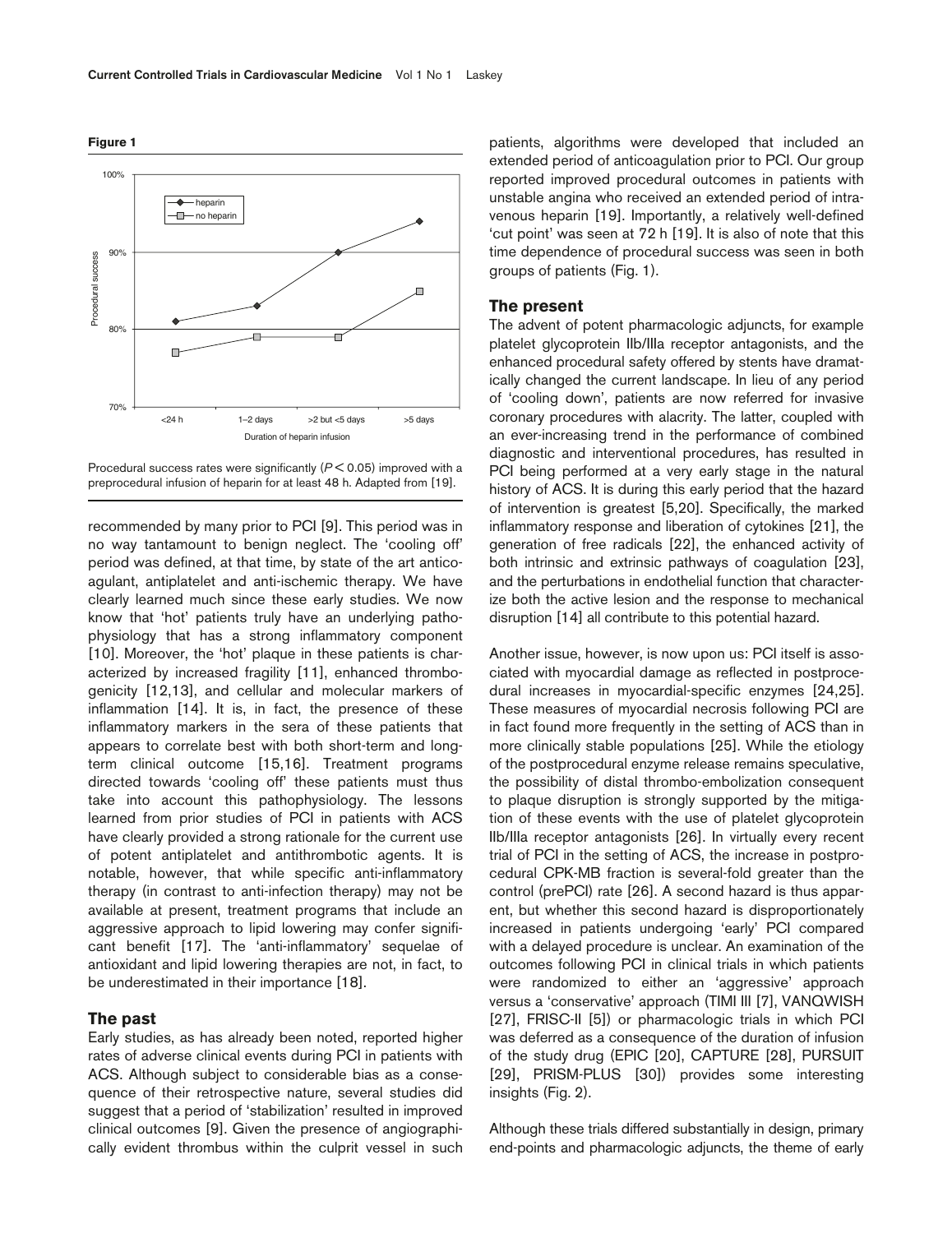**Figure 1**

Procedural success rates were significantly ($P < 0.05$) improved with a preprocedural infusion of heparin for at least 48 h. Adapted from [19].

recommended by many prior to PCI [9]. This period was in no way tantamount to benign neglect. The 'cooling off' period was defined, at that time, by state of the art anticoagulant, antiplatelet and anti-ischemic therapy. We have clearly learned much since these early studies. We now know that 'hot' patients truly have an underlying pathophysiology that has a strong inflammatory component [10]. Moreover, the 'hot' plaque in these patients is characterized by increased fragility [11], enhanced thrombogenicity [12,13], and cellular and molecular markers of inflammation [14]. It is, in fact, the presence of these inflammatory markers in the sera of these patients that appears to correlate best with both short-term and long-term clinical outcome [15,16]. Treatment programs directed towards 'cooling off' these patients must thus take into account this pathophysiology. The lessons learned from prior studies of PCI in patients with ACS have clearly provided a strong rationale for the current use of potent antiplatelet and antithrombotic agents. It is notable, however, that while specific anti-inflammatory therapy (in contrast to anti-infection therapy) may not be available at present, treatment programs that include an aggressive approach to lipid lowering may confer significant benefit [17]. The 'anti-inflammatory' sequelae of antioxidant and lipid lowering therapies are not, in fact, to be underestimated in their importance [18].

## The past

Early studies, as has already been noted, reported higher rates of adverse clinical events during PCI in patients with ACS. Although subject to considerable bias as a consequence of their retrospective nature, several studies did suggest that a period of 'stabilization' resulted in improved clinical outcomes [9]. Given the presence of angiographically evident thrombus within the culprit vessel in such patients, algorithms were developed that included an extended period of anticoagulation prior to PCI. Our group reported improved procedural outcomes in patients with unstable angina who received an extended period of intravenous heparin [19]. Importantly, a relatively well-defined 'cut point' was seen at 72 h [19]. It is also of note that this time dependence of procedural success was seen in both groups of patients (Fig. 1).

## The present

The advent of potent pharmacologic adjuncts, for example platelet glycoprotein IIb/IIIa receptor antagonists, and the enhanced procedural safety offered by stents have dramatically changed the current landscape. In lieu of any period of 'cooling down', patients are now referred for invasive coronary procedures with alacrity. The latter, coupled with an ever-increasing trend in the performance of combined diagnostic and interventional procedures, has resulted in PCI being performed at a very early stage in the natural history of ACS. It is during this early period that the hazard of intervention is greatest [5,20]. Specifically, the marked inflammatory response and liberation of cytokines [21], the generation of free radicals [22], the enhanced activity of both intrinsic and extrinsic pathways of coagulation [23], and the perturbations in endothelial function that characterize both the active lesion and the response to mechanical disruption [14] all contribute to this potential hazard.

Another issue, however, is now upon us: PCI itself is associated with myocardial damage as reflected in postprocedural increases in myocardial-specific enzymes [24,25]. These measures of myocardial necrosis following PCI are in fact found more frequently in the setting of ACS than in more clinically stable populations [25]. While the etiology of the postprocedural enzyme release remains speculative, the possibility of distal thrombo-embolization consequent to plaque disruption is strongly supported by the mitigation of these events with the use of platelet glycoprotein IIb/IIIa receptor antagonists [26]. In virtually every recent trial of PCI in the setting of ACS, the increase in postprocedural CPK-MB fraction is several-fold greater than the control (prePCI) rate [26]. A second hazard is thus apparent, but whether this second hazard is disproportionately increased in patients undergoing 'early' PCI compared with a delayed procedure is unclear. An examination of the outcomes following PCI in clinical trials in which patients were randomized to either an 'aggressive' approach versus a 'conservative' approach (TIMI III [7], VANQWISH [27], FRISC-II [5]) or pharmacologic trials in which PCI was deferred as a consequence of the duration of infusion of the study drug (EPIC [20], CAPTURE [28], PURSUIT [29], PRISM-PLUS [30]) provides some interesting insights (Fig. 2).

Although these trials differed substantially in design, primary end-points and pharmacologic adjuncts, the theme of early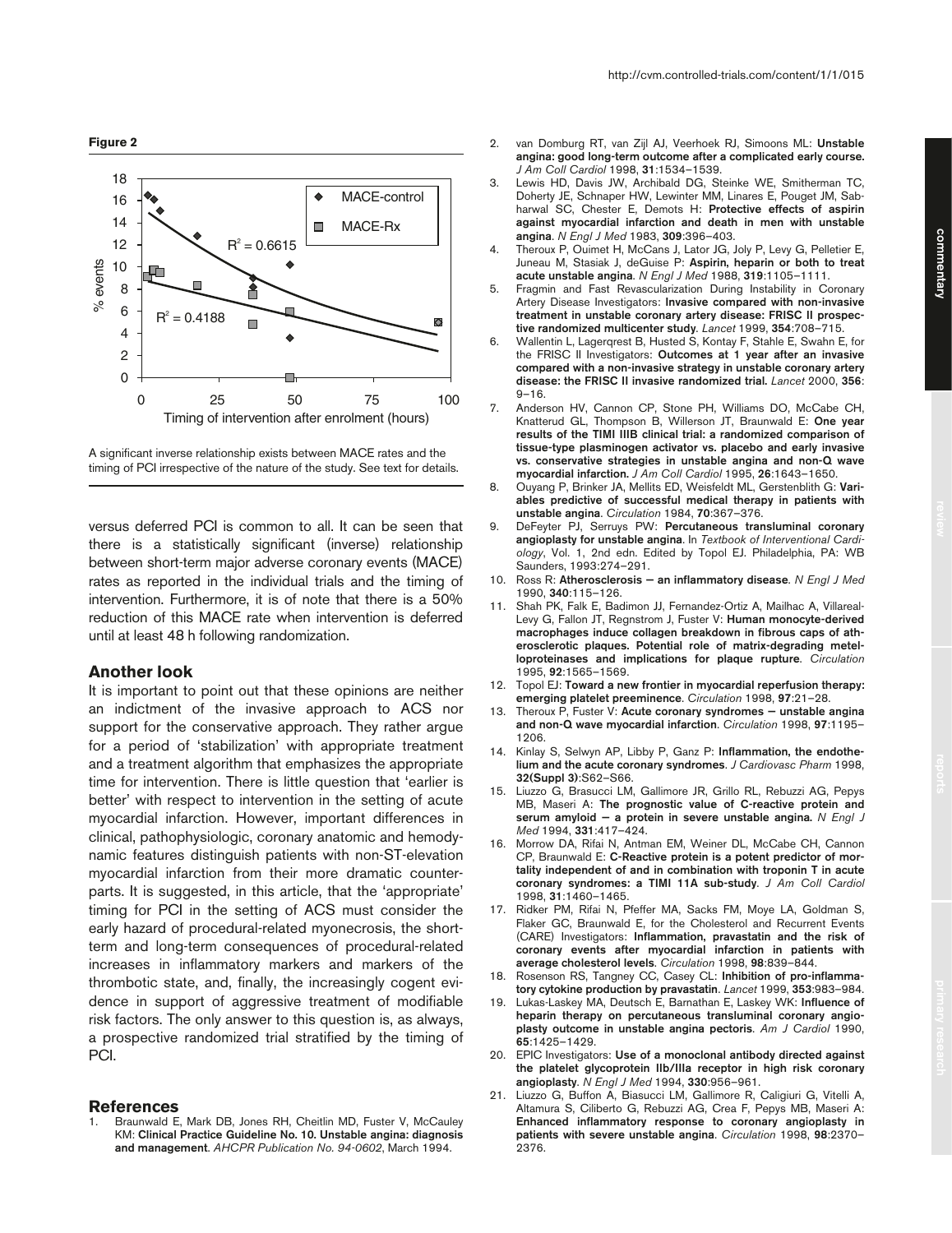**Figure 2**

A significant inverse relationship exists between MACE rates and the timing of PCI irrespective of the nature of the study. See text for details.

versus deferred PCI is common to all. It can be seen that there is a statistically significant (inverse) relationship between short-term major adverse coronary events (MACE) rates as reported in the individual trials and the timing of intervention. Furthermore, it is of note that there is a 50% reduction of this MACE rate when intervention is deferred until at least 48 h following randomization.

## Another look

It is important to point out that these opinions are neither an indictment of the invasive approach to ACS nor support for the conservative approach. They rather argue for a period of 'stabilization' with appropriate treatment and a treatment algorithm that emphasizes the appropriate time for intervention. There is little question that 'earlier is better' with respect to intervention in the setting of acute myocardial infarction. However, important differences in clinical, pathophysiologic, coronary anatomic and hemodynamic features distinguish patients with non-ST-elevation myocardial infarction from their more dramatic counterparts. It is suggested, in this article, that the 'appropriate' timing for PCI in the setting of ACS must consider the early hazard of procedural-related myonecrosis, the short-term and long-term consequences of procedural-related increases in inflammatory markers and markers of the thrombotic state, and, finally, the increasingly cogent evidence in support of aggressive treatment of modifiable risk factors. The only answer to this question is, as always, a prospective randomized trial stratified by the timing of PCI.

## References

1. Braunwald E, Mark DB, Jones RH, Cheitlin MD, Fuster V, McCauley KM: **Clinical Practice Guideline No. 10. Unstable angina: diagnosis and management**. *AHCPR Publication No. 94-0602*, March 1994.
2. van Domburg RT, van Zijl AJ, Veerhoek RJ, Simoons ML: **Unstable angina: good long-term outcome after a complicated early course.** *J Am Coll Cardiol* 1998, **31**:1534–1539.
3. Lewis HD, Davis JW, Archibald DG, Steinke WE, Smitherman TC, Doherty JE, Schnaper HW, Lewinter MM, Linares E, Pouget JM, Sabharwal SC, Chester E, Demots H: **Protective effects of aspirin against myocardial infarction and death in men with unstable angina**. *N Engl J Med* 1983, **309**:396–403.
4. Theroux P, Ouimet H, McCans J, Lator JG, Joly P, Levy G, Pelletier E, Juneau M, Stasiak J, deGuise P: **Aspirin, heparin or both to treat acute unstable angina**. *N Engl J Med* 1988, **319**:1105–1111.
5. Fragmin and Fast Revascularization During Instability in Coronary Artery Disease Investigators: **Invasive compared with non-invasive treatment in unstable coronary artery disease: FRISC II prospective randomized multicenter study**. *Lancet* 1999, **354**:708–715.
6. Wallentin L, Lagerqrest B, Husted S, Kontay F, Stahle E, Swahn E, for the FRISC II Investigators: **Outcomes at 1 year after an invasive compared with a non-invasive strategy in unstable coronary artery disease: the FRISC II invasive randomized trial.** *Lancet* 2000, **356**: 9–16.
7. Anderson HV, Cannon CP, Stone PH, Williams DO, McCabe CH, Knatterud GL, Thompson B, Willerson JT, Braunwald E: **One year results of the TIMI IIIB clinical trial: a randomized comparison of tissue-type plasminogen activator vs. placebo and early invasive vs. conservative strategies in unstable angina and non-Q wave myocardial infarction.** *J Am Coll Cardiol* 1995, **26**:1643–1650.
8. Ouyang P, Brinker JA, Mellits ED, Weisfeldt ML, Gerstenblith G: **Variables predictive of successful medical therapy in patients with unstable angina**. *Circulation* 1984, **70**:367–376.
9. DeFeyter PJ, Serruys PW: **Percutaneous transluminal coronary angioplasty for unstable angina**. In *Textbook of Interventional Cardiology*, Vol. 1, 2nd edn. Edited by Topol EJ. Philadelphia, PA: WB Saunders, 1993:274–291.
10. Ross R: **Atherosclerosis – an inflammatory disease**. *N Engl J Med* 1990, **340**:115–126.
11. Shah PK, Falk E, Badimon JJ, Fernandez-Ortiz A, Mailhac A, Villareal-Levy G, Fallon JT, Regnstrom J, Fuster V: **Human monocyte-derived macrophages induce collagen breakdown in fibrous caps of atherosclerotic plaques. Potential role of matrix-degrading metelloproteinases and implications for plaque rupture**. *Circulation* 1995, **92**:1565–1569.
12. Topol EJ: **Toward a new frontier in myocardial reperfusion therapy: emerging platelet preeminence**. *Circulation* 1998, **97**:21–28.
13. Theroux P, Fuster V: **Acute coronary syndromes – unstable angina and non-Q wave myocardial infarction**. *Circulation* 1998, **97**:1195–1206.
14. Kinlay S, Selwyn AP, Libby P, Ganz P: **Inflammation, the endothelium and the acute coronary syndromes**. *J Cardiovasc Pharm* 1998, **32(Suppl 3)**:S62–S66.
15. Liuzzo G, Brasucci LM, Gallimore JR, Grillo RL, Rebuzzi AG, Pepys MB, Maseri A: **The prognostic value of C-reactive protein and serum amyloid – a protein in severe unstable angina.** *N Engl J Med* 1994, **331**:417–424.
16. Morrow DA, Rifai N, Antman EM, Weiner DL, McCabe CH, Cannon CP, Braunwald E: **C-Reactive protein is a potent predictor of mortality independent of and in combination with troponin T in acute coronary syndromes: a TIMI 11A sub-study**. *J Am Coll Cardiol* 1998, **31**:1460–1465.
17. Ridker PM, Rifai N, Pfeffer MA, Sacks FM, Moye LA, Goldman S, Flaker GC, Braunwald E, for the Cholesterol and Recurrent Events (CARE) Investigators: **Inflammation, pravastatin and the risk of coronary events after myocardial infarction in patients with average cholesterol levels**. *Circulation* 1998, **98**:839–844.
18. Rosenson RS, Tangney CC, Casey CL: **Inhibition of pro-inflammatory cytokine production by pravastatin**. *Lancet* 1999, **353**:983–984.
19. Lukas-Laskey MA, Deutsch E, Barnathan E, Laskey WK: **Influence of heparin therapy on percutaneous transluminal coronary angioplasty outcome in unstable angina pectoris**. *Am J Cardiol* 1990, **65**:1425–1429.
20. EPIC Investigators: **Use of a monoclonal antibody directed against the platelet glycoprotein IIb/IIIa receptor in high risk coronary angioplasty**. *N Engl J Med* 1994, **330**:956–961.
21. Liuzzo G, Buffon A, Biasucci LM, Gallimore R, Caligiuri G, Vitelli A, Altamura S, Ciliberto G, Rebuzzi AG, Crea F, Pepys MB, Maseri A: **Enhanced inflammatory response to coronary angioplasty in patients with severe unstable angina**. *Circulation* 1998, **98**:2370–2376.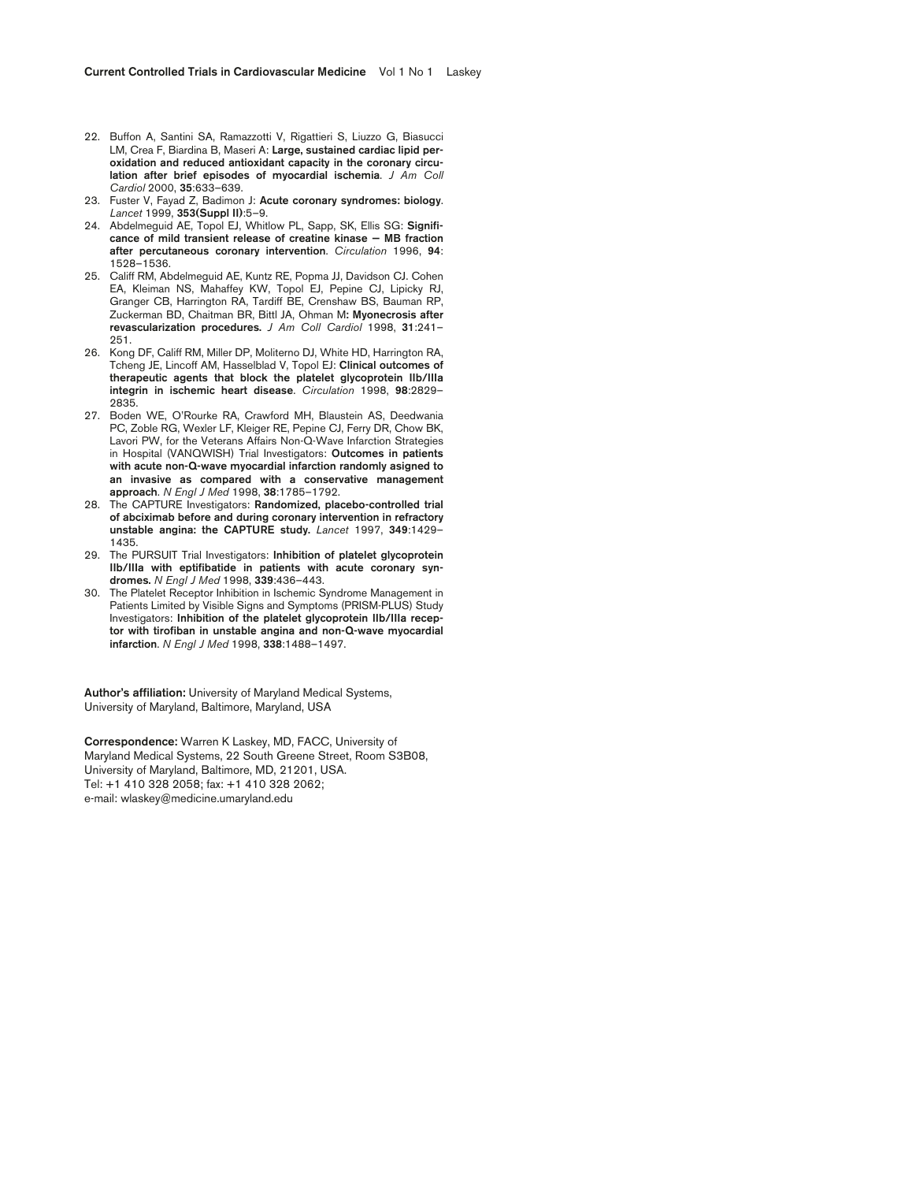22. Buffon A, Santini SA, Ramazzotti V, Rigattieri S, Liuzzo G, Biasucci LM, Crea F, Biardina B, Maseri A: **Large, sustained cardiac lipid peroxidation and reduced antioxidant capacity in the coronary circulation after brief episodes of myocardial ischemia**. *J Am Coll Cardiol* 2000, **35**:633–639.
23. Fuster V, Fayad Z, Badimon J: **Acute coronary syndromes: biology**. *Lancet* 1999, **353(Suppl II)**:5–9.
24. Abdelmeguid AE, Topol EJ, Whitlow PL, Sapp, SK, Ellis SG: **Significance of mild transient release of creatine kinase – MB fraction after percutaneous coronary intervention**. *Circulation* 1996, **94**: 1528–1536.
25. Califf RM, Abdelmeguid AE, Kuntz RE, Popma JJ, Davidson CJ. Cohen EA, Kleiman NS, Mahaffey KW, Topol EJ, Pepine CJ, Lipicky RJ, Granger CB, Harrington RA, Tardiff BE, Crenshaw BS, Bauman RP, Zuckerman BD, Chaitman BR, Bittl JA, Ohman M**: Myonecrosis after revascularization procedures.** *J Am Coll Cardiol* 1998, **31**:241–251.
26. Kong DF, Califf RM, Miller DP, Moliterno DJ, White HD, Harrington RA, Tcheng JE, Lincoff AM, Hasselblad V, Topol EJ: **Clinical outcomes of therapeutic agents that block the platelet glycoprotein IIb/IIIa integrin in ischemic heart disease**. *Circulation* 1998, **98**:2829–2835.
27. Boden WE, O'Rourke RA, Crawford MH, Blaustein AS, Deedwania PC, Zoble RG, Wexler LF, Kleiger RE, Pepine CJ, Ferry DR, Chow BK, Lavori PW, for the Veterans Affairs Non-Q-Wave Infarction Strategies in Hospital (VANQWISH) Trial Investigators: **Outcomes in patients with acute non-Q-wave myocardial infarction randomly asigned to an invasive as compared with a conservative management approach**. *N Engl J Med* 1998, **38**:1785–1792.
28. The CAPTURE Investigators: **Randomized, placebo-controlled trial of abciximab before and during coronary intervention in refractory unstable angina: the CAPTURE study.** *Lancet* 1997, **349**:1429–1435.
29. The PURSUIT Trial Investigators: **Inhibition of platelet glycoprotein IIb/IIIa with eptifibatide in patients with acute coronary syndromes.** *N Engl J Med* 1998, **339**:436–443.
30. The Platelet Receptor Inhibition in Ischemic Syndrome Management in Patients Limited by Visible Signs and Symptoms (PRISM-PLUS) Study Investigators: **Inhibition of the platelet glycoprotein IIb/IIIa receptor with tirofiban in unstable angina and non-Q-wave myocardial infarction**. *N Engl J Med* 1998, **338**:1488–1497.

**Author's affiliation:** University of Maryland Medical Systems, University of Maryland, Baltimore, Maryland, USA

**Correspondence:** Warren K Laskey, MD, FACC, University of Maryland Medical Systems, 22 South Greene Street, Room S3B08, University of Maryland, Baltimore, MD, 21201, USA.
Tel: +1 410 328 2058; fax: +1 410 328 2062;
e-mail: wlaskey@medicine.umaryland.edu